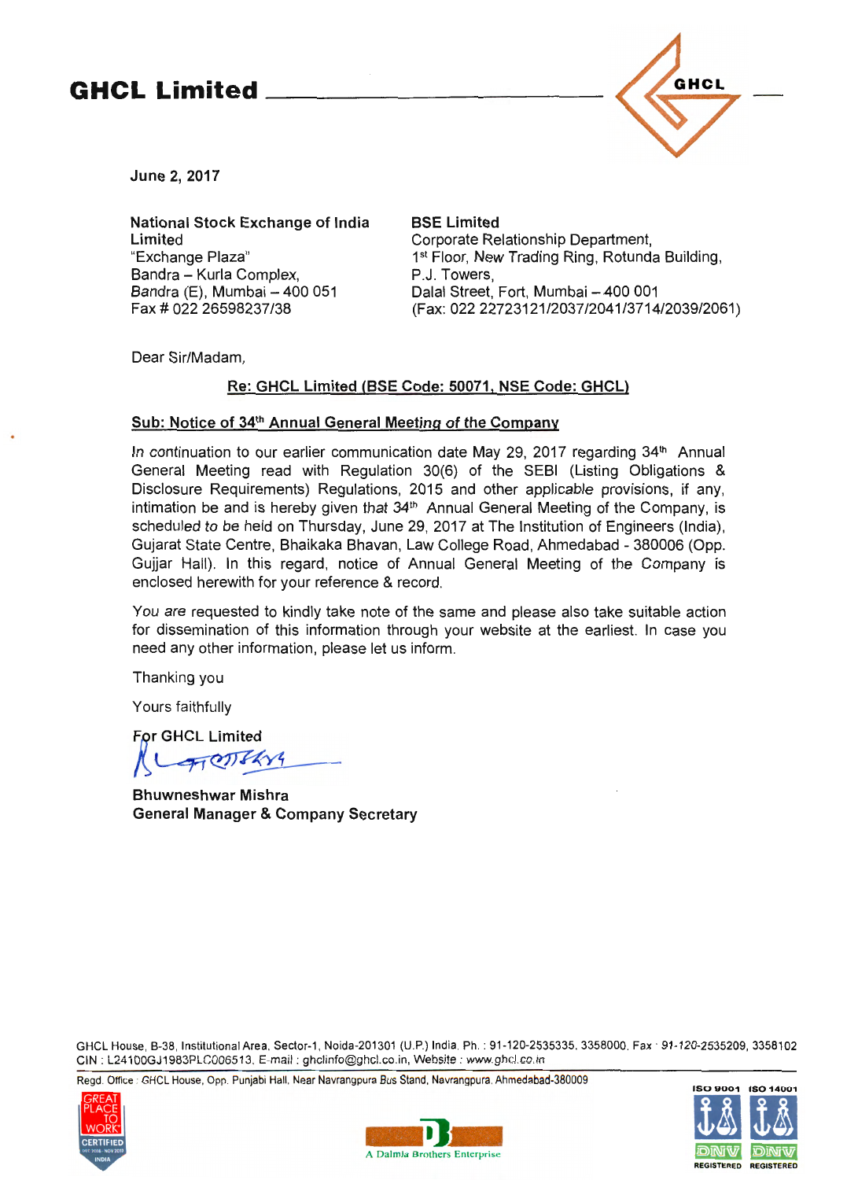# GHCL Limited

June 2, 2017

**National Stock Exchange of India Limited**
"Exchange Plaza"
Bandra – Kurla Complex,
Bandra (E), Mumbai – 400 051
Fax # 022 26598237/38

**BSE Limited**
Corporate Relationship Department,
1st Floor, New Trading Ring, Rotunda Building,
P.J. Towers,
Dalal Street, Fort, Mumbai – 400 001
(Fax: 022 22723121/2037/2041/3714/2039/2061)

Dear Sir/Madam,

**Re: GHCL Limited (BSE Code: 50071, NSE Code: GHCL)**

**Sub: Notice of 34th Annual General Meeting of the Company**

In continuation to our earlier communication date May 29, 2017 regarding 34th Annual General Meeting read with Regulation 30(6) of the SEBI (Listing Obligations & Disclosure Requirements) Regulations, 2015 and other applicable provisions, if any, intimation be and is hereby given that 34th Annual General Meeting of the Company, is scheduled to be held on Thursday, June 29, 2017 at The Institution of Engineers (India), Gujarat State Centre, Bhaikaka Bhavan, Law College Road, Ahmedabad - 380006 (Opp. Gujjar Hall). In this regard, notice of Annual General Meeting of the Company is enclosed herewith for your reference & record.

You are requested to kindly take note of the same and please also take suitable action for dissemination of this information through your website at the earliest. In case you need any other information, please let us inform.

Thanking you

Yours faithfully

**For GHCL Limited**

**Bhuwneshwar Mishra**
**General Manager & Company Secretary**

GHCL House, B-38, Institutional Area, Sector-1, Noida-201301 (U.P.) India. Ph. : 91-120-2535335, 3358000, Fax : 91-120-2535209, 3358102
CIN : L24100GJ1983PLC006513, E-mail : ghclinfo@ghcl.co.in, Website : www.ghcl.co.in

Regd. Office : GHCL House, Opp. Punjabi Hall, Near Navrangpura Bus Stand, Navrangpura, Ahmedabad-380009

A Dalmia Brothers Enterprise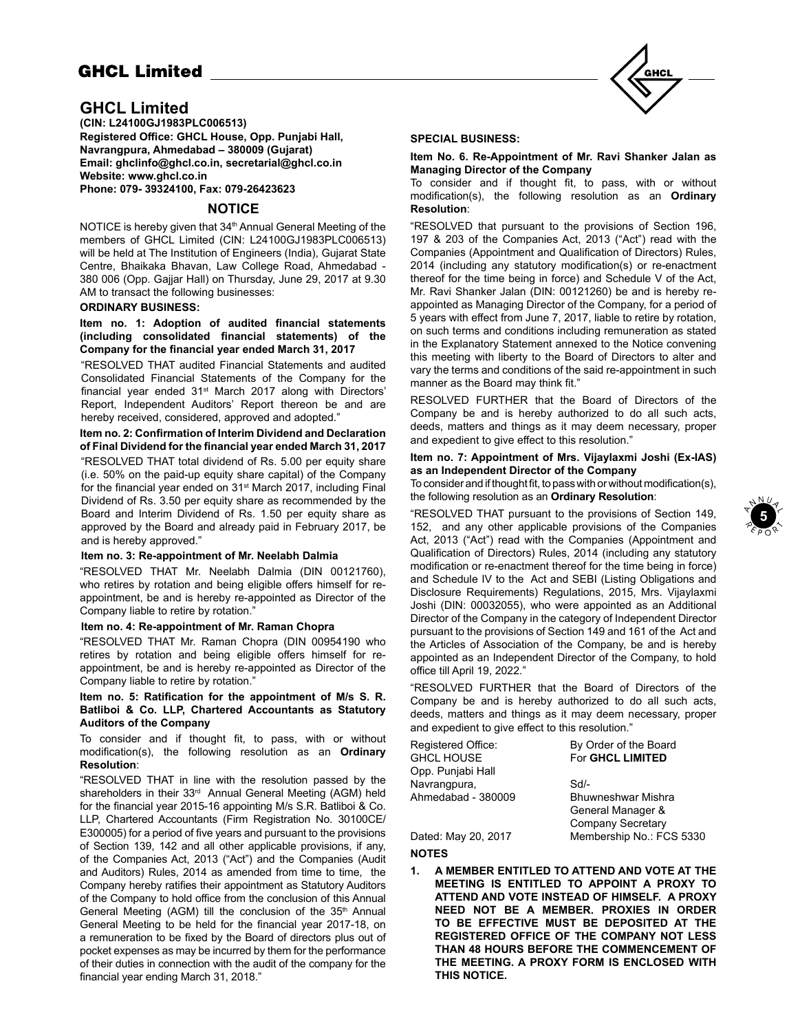# GHCL Limited

**(CIN: L24100GJ1983PLC006513)**
**Registered Office: GHCL House, Opp. Punjabi Hall, Navrangpura, Ahmedabad – 380009 (Gujarat)**
**Email: ghclinfo@ghcl.co.in, secretarial@ghcl.co.in**
**Website: www.ghcl.co.in**
**Phone: 079- 39324100, Fax: 079-26423623**

## NOTICE

NOTICE is hereby given that 34th Annual General Meeting of the members of GHCL Limited (CIN: L24100GJ1983PLC006513) will be held at The Institution of Engineers (India), Gujarat State Centre, Bhaikaka Bhavan, Law College Road, Ahmedabad - 380 006 (Opp. Gajjar Hall) on Thursday, June 29, 2017 at 9.30 AM to transact the following businesses:

### ORDINARY BUSINESS:

**Item no. 1: Adoption of audited financial statements (including consolidated financial statements) of the Company for the financial year ended March 31, 2017**

"RESOLVED THAT audited Financial Statements and audited Consolidated Financial Statements of the Company for the financial year ended 31st March 2017 along with Directors' Report, Independent Auditors' Report thereon be and are hereby received, considered, approved and adopted."

**Item no. 2: Confirmation of Interim Dividend and Declaration of Final Dividend for the financial year ended March 31, 2017**

"RESOLVED THAT total dividend of Rs. 5.00 per equity share (i.e. 50% on the paid-up equity share capital) of the Company for the financial year ended on 31st March 2017, including Final Dividend of Rs. 3.50 per equity share as recommended by the Board and Interim Dividend of Rs. 1.50 per equity share as approved by the Board and already paid in February 2017, be and is hereby approved."

**Item no. 3: Re-appointment of Mr. Neelabh Dalmia**

"RESOLVED THAT Mr. Neelabh Dalmia (DIN 00121760), who retires by rotation and being eligible offers himself for re-appointment, be and is hereby re-appointed as Director of the Company liable to retire by rotation."

**Item no. 4: Re-appointment of Mr. Raman Chopra**

"RESOLVED THAT Mr. Raman Chopra (DIN 00954190 who retires by rotation and being eligible offers himself for re-appointment, be and is hereby re-appointed as Director of the Company liable to retire by rotation."

**Item no. 5: Ratification for the appointment of M/s S. R. Batliboi & Co. LLP, Chartered Accountants as Statutory Auditors of the Company**

To consider and if thought fit, to pass, with or without modification(s), the following resolution as an **Ordinary Resolution**:

"RESOLVED THAT in line with the resolution passed by the shareholders in their 33rd Annual General Meeting (AGM) held for the financial year 2015-16 appointing M/s S.R. Batliboi & Co. LLP, Chartered Accountants (Firm Registration No. 30100CE/E300005) for a period of five years and pursuant to the provisions of Section 139, 142 and all other applicable provisions, if any, of the Companies Act, 2013 ("Act") and the Companies (Audit and Auditors) Rules, 2014 as amended from time to time, the Company hereby ratifies their appointment as Statutory Auditors of the Company to hold office from the conclusion of this Annual General Meeting (AGM) till the conclusion of the 35th Annual General Meeting to be held for the financial year 2017-18, on a remuneration to be fixed by the Board of directors plus out of pocket expenses as may be incurred by them for the performance of their duties in connection with the audit of the company for the financial year ending March 31, 2018."

### SPECIAL BUSINESS:

**Item No. 6. Re-Appointment of Mr. Ravi Shanker Jalan as Managing Director of the Company**

To consider and if thought fit, to pass, with or without modification(s), the following resolution as an **Ordinary Resolution**:

"RESOLVED that pursuant to the provisions of Section 196, 197 & 203 of the Companies Act, 2013 ("Act") read with the Companies (Appointment and Qualification of Directors) Rules, 2014 (including any statutory modification(s) or re-enactment thereof for the time being in force) and Schedule V of the Act, Mr. Ravi Shanker Jalan (DIN: 00121260) be and is hereby re-appointed as Managing Director of the Company, for a period of 5 years with effect from June 7, 2017, liable to retire by rotation, on such terms and conditions including remuneration as stated in the Explanatory Statement annexed to the Notice convening this meeting with liberty to the Board of Directors to alter and vary the terms and conditions of the said re-appointment in such manner as the Board may think fit."

RESOLVED FURTHER that the Board of Directors of the Company be and is hereby authorized to do all such acts, deeds, matters and things as it may deem necessary, proper and expedient to give effect to this resolution."

**Item no. 7: Appointment of Mrs. Vijaylaxmi Joshi (Ex-IAS) as an Independent Director of the Company**

To consider and if thought fit, to pass with or without modification(s), the following resolution as an **Ordinary Resolution**:

"RESOLVED THAT pursuant to the provisions of Section 149, 152, and any other applicable provisions of the Companies Act, 2013 ("Act") read with the Companies (Appointment and Qualification of Directors) Rules, 2014 (including any statutory modification or re-enactment thereof for the time being in force) and Schedule IV to the Act and SEBI (Listing Obligations and Disclosure Requirements) Regulations, 2015, Mrs. Vijaylaxmi Joshi (DIN: 00032055), who were appointed as an Additional Director of the Company in the category of Independent Director pursuant to the provisions of Section 149 and 161 of the Act and the Articles of Association of the Company, be and is hereby appointed as an Independent Director of the Company, to hold office till April 19, 2022."

"RESOLVED FURTHER that the Board of Directors of the Company be and is hereby authorized to do all such acts, deeds, matters and things as it may deem necessary, proper and expedient to give effect to this resolution."

| | |
|---|---|
| Registered Office: | By Order of the Board |
| GHCL HOUSE | For **GHCL LIMITED** |
| Opp. Punjabi Hall | |
| Navrangpura, | Sd/- |
| Ahmedabad - 380009 | Bhuwneshwar Mishra |
| | General Manager & |
| | Company Secretary |
| Dated: May 20, 2017 | Membership No.: FCS 5330 |

### NOTES

1. **A MEMBER ENTITLED TO ATTEND AND VOTE AT THE MEETING IS ENTITLED TO APPOINT A PROXY TO ATTEND AND VOTE INSTEAD OF HIMSELF. A PROXY NEED NOT BE A MEMBER. PROXIES IN ORDER TO BE EFFECTIVE MUST BE DEPOSITED AT THE REGISTERED OFFICE OF THE COMPANY NOT LESS THAN 48 HOURS BEFORE THE COMMENCEMENT OF THE MEETING. A PROXY FORM IS ENCLOSED WITH THIS NOTICE.**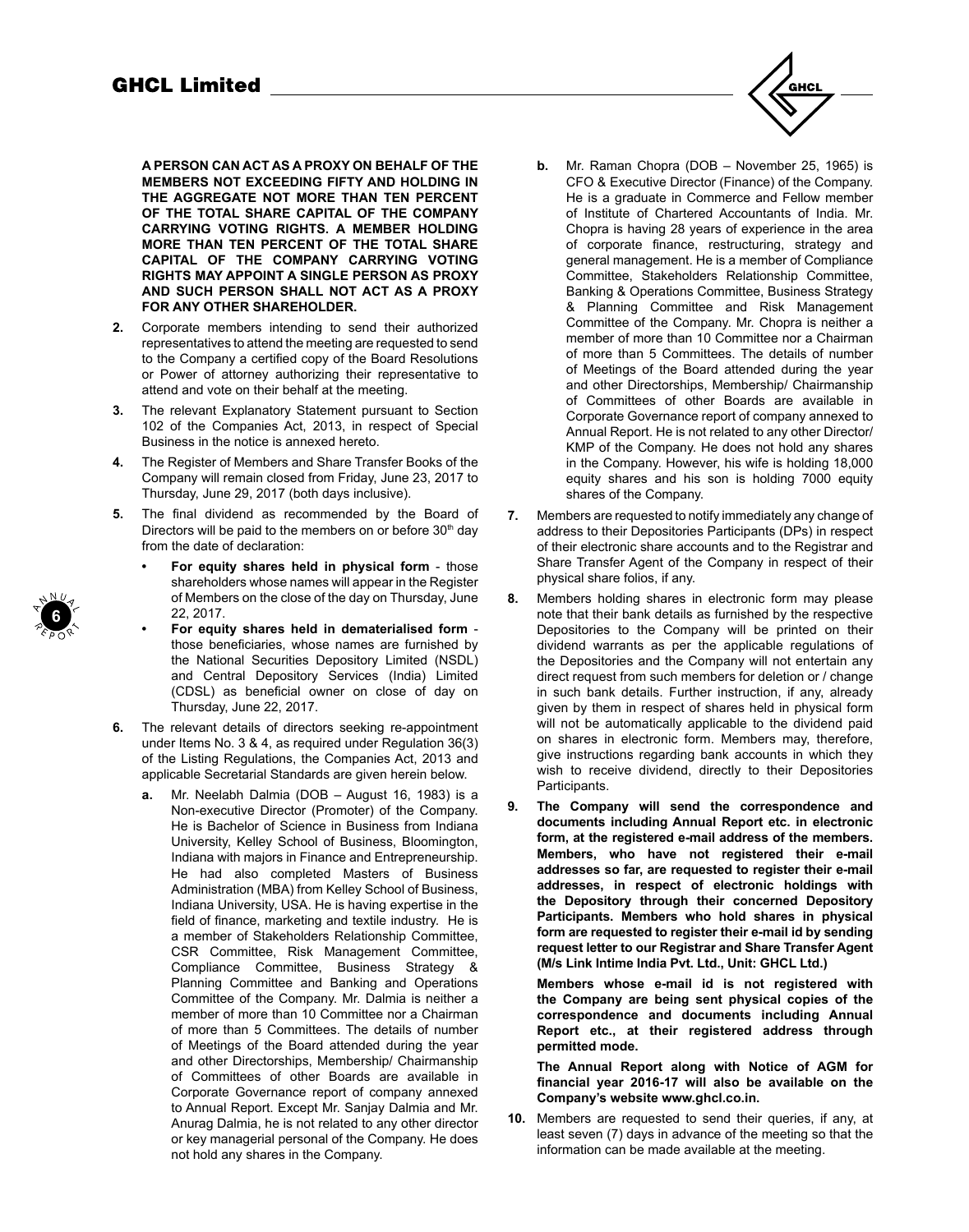**A PERSON CAN ACT AS A PROXY ON BEHALF OF THE MEMBERS NOT EXCEEDING FIFTY AND HOLDING IN THE AGGREGATE NOT MORE THAN TEN PERCENT OF THE TOTAL SHARE CAPITAL OF THE COMPANY CARRYING VOTING RIGHTS. A MEMBER HOLDING MORE THAN TEN PERCENT OF THE TOTAL SHARE CAPITAL OF THE COMPANY CARRYING VOTING RIGHTS MAY APPOINT A SINGLE PERSON AS PROXY AND SUCH PERSON SHALL NOT ACT AS A PROXY FOR ANY OTHER SHAREHOLDER.**

2. Corporate members intending to send their authorized representatives to attend the meeting are requested to send to the Company a certified copy of the Board Resolutions or Power of attorney authorizing their representative to attend and vote on their behalf at the meeting.

3. The relevant Explanatory Statement pursuant to Section 102 of the Companies Act, 2013, in respect of Special Business in the notice is annexed hereto.

4. The Register of Members and Share Transfer Books of the Company will remain closed from Friday, June 23, 2017 to Thursday, June 29, 2017 (both days inclusive).

5. The final dividend as recommended by the Board of Directors will be paid to the members on or before 30th day from the date of declaration:
   - **For equity shares held in physical form** - those shareholders whose names will appear in the Register of Members on the close of the day on Thursday, June 22, 2017.
   - **For equity shares held in dematerialised form** - those beneficiaries, whose names are furnished by the National Securities Depository Limited (NSDL) and Central Depository Services (India) Limited (CDSL) as beneficial owner on close of day on Thursday, June 22, 2017.

6. The relevant details of directors seeking re-appointment under Items No. 3 & 4, as required under Regulation 36(3) of the Listing Regulations, the Companies Act, 2013 and applicable Secretarial Standards are given herein below.

   a. Mr. Neelabh Dalmia (DOB – August 16, 1983) is a Non-executive Director (Promoter) of the Company. He is Bachelor of Science in Business from Indiana University, Kelley School of Business, Bloomington, Indiana with majors in Finance and Entrepreneurship. He had also completed Masters of Business Administration (MBA) from Kelley School of Business, Indiana University, USA. He is having expertise in the field of finance, marketing and textile industry. He is a member of Stakeholders Relationship Committee, CSR Committee, Risk Management Committee, Compliance Committee, Business Strategy & Planning Committee and Banking and Operations Committee of the Company. Mr. Dalmia is neither a member of more than 10 Committee nor a Chairman of more than 5 Committees. The details of number of Meetings of the Board attended during the year and other Directorships, Membership/ Chairmanship of Committees of other Boards are available in Corporate Governance report of company annexed to Annual Report. Except Mr. Sanjay Dalmia and Mr. Anurag Dalmia, he is not related to any other director or key managerial personal of the Company. He does not hold any shares in the Company.

   b. Mr. Raman Chopra (DOB – November 25, 1965) is CFO & Executive Director (Finance) of the Company. He is a graduate in Commerce and Fellow member of Institute of Chartered Accountants of India. Mr. Chopra is having 28 years of experience in the area of corporate finance, restructuring, strategy and general management. He is a member of Compliance Committee, Stakeholders Relationship Committee, Banking & Operations Committee, Business Strategy & Planning Committee and Risk Management Committee of the Company. Mr. Chopra is neither a member of more than 10 Committee nor a Chairman of more than 5 Committees. The details of number of Meetings of the Board attended during the year and other Directorships, Membership/ Chairmanship of Committees of other Boards are available in Corporate Governance report of company annexed to Annual Report. He is not related to any other Director/ KMP of the Company. He does not hold any shares in the Company. However, his wife is holding 18,000 equity shares and his son is holding 7000 equity shares of the Company.

7. Members are requested to notify immediately any change of address to their Depositories Participants (DPs) in respect of their electronic share accounts and to the Registrar and Share Transfer Agent of the Company in respect of their physical share folios, if any.

8. Members holding shares in electronic form may please note that their bank details as furnished by the respective Depositories to the Company will be printed on their dividend warrants as per the applicable regulations of the Depositories and the Company will not entertain any direct request from such members for deletion or / change in such bank details. Further instruction, if any, already given by them in respect of shares held in physical form will not be automatically applicable to the dividend paid on shares in electronic form. Members may, therefore, give instructions regarding bank accounts in which they wish to receive dividend, directly to their Depositories Participants.

9. **The Company will send the correspondence and documents including Annual Report etc. in electronic form, at the registered e-mail address of the members. Members, who have not registered their e-mail addresses so far, are requested to register their e-mail addresses, in respect of electronic holdings with the Depository through their concerned Depository Participants. Members who hold shares in physical form are requested to register their e-mail id by sending request letter to our Registrar and Share Transfer Agent (M/s Link Intime India Pvt. Ltd., Unit: GHCL Ltd.)**

   **Members whose e-mail id is not registered with the Company are being sent physical copies of the correspondence and documents including Annual Report etc., at their registered address through permitted mode.**

   **The Annual Report along with Notice of AGM for financial year 2016-17 will also be available on the Company's website www.ghcl.co.in.**

10. Members are requested to send their queries, if any, at least seven (7) days in advance of the meeting so that the information can be made available at the meeting.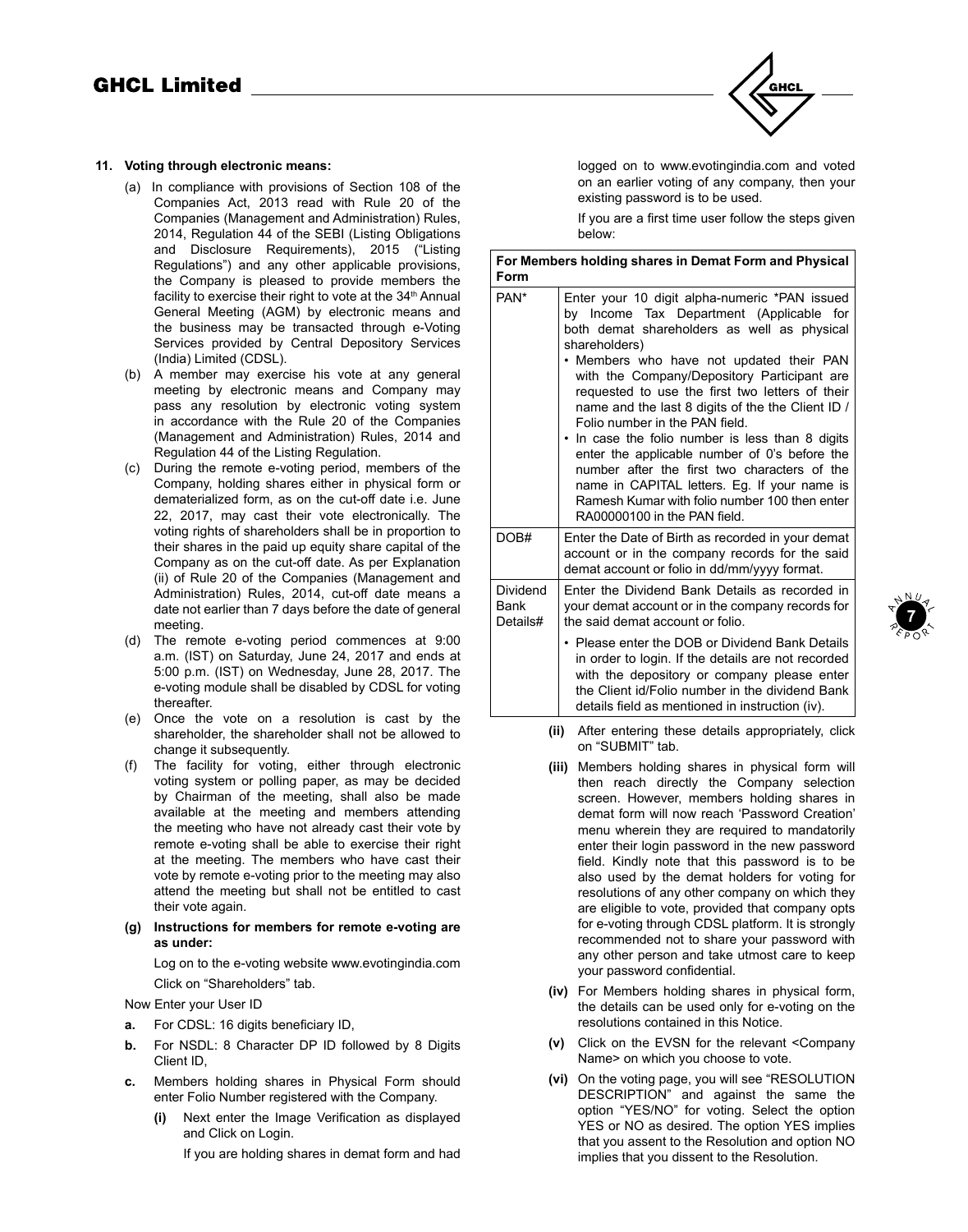**11. Voting through electronic means:**

(a) In compliance with provisions of Section 108 of the Companies Act, 2013 read with Rule 20 of the Companies (Management and Administration) Rules, 2014, Regulation 44 of the SEBI (Listing Obligations and Disclosure Requirements), 2015 ("Listing Regulations") and any other applicable provisions, the Company is pleased to provide members the facility to exercise their right to vote at the 34th Annual General Meeting (AGM) by electronic means and the business may be transacted through e-Voting Services provided by Central Depository Services (India) Limited (CDSL).

(b) A member may exercise his vote at any general meeting by electronic means and Company may pass any resolution by electronic voting system in accordance with the Rule 20 of the Companies (Management and Administration) Rules, 2014 and Regulation 44 of the Listing Regulation.

(c) During the remote e-voting period, members of the Company, holding shares either in physical form or dematerialized form, as on the cut-off date i.e. June 22, 2017, may cast their vote electronically. The voting rights of shareholders shall be in proportion to their shares in the paid up equity share capital of the Company as on the cut-off date. As per Explanation (ii) of Rule 20 of the Companies (Management and Administration) Rules, 2014, cut-off date means a date not earlier than 7 days before the date of general meeting.

(d) The remote e-voting period commences at 9:00 a.m. (IST) on Saturday, June 24, 2017 and ends at 5:00 p.m. (IST) on Wednesday, June 28, 2017. The e-voting module shall be disabled by CDSL for voting thereafter.

(e) Once the vote on a resolution is cast by the shareholder, the shareholder shall not be allowed to change it subsequently.

(f) The facility for voting, either through electronic voting system or polling paper, as may be decided by Chairman of the meeting, shall also be made available at the meeting and members attending the meeting who have not already cast their vote by remote e-voting shall be able to exercise their right at the meeting. The members who have cast their vote by remote e-voting prior to the meeting may also attend the meeting but shall not be entitled to cast their vote again.

**(g) Instructions for members for remote e-voting are as under:**

Log on to the e-voting website www.evotingindia.com

Click on "Shareholders" tab.

Now Enter your User ID

**a.** For CDSL: 16 digits beneficiary ID,

**b.** For NSDL: 8 Character DP ID followed by 8 Digits Client ID,

**c.** Members holding shares in Physical Form should enter Folio Number registered with the Company.

**(i)** Next enter the Image Verification as displayed and Click on Login.

If you are holding shares in demat form and had logged on to www.evotingindia.com and voted on an earlier voting of any company, then your existing password is to be used.

If you are a first time user follow the steps given below:

| **For Members holding shares in Demat Form and Physical Form** | |
|---|---|
| PAN* | Enter your 10 digit alpha-numeric *PAN issued by Income Tax Department (Applicable for both demat shareholders as well as physical shareholders)<br>• Members who have not updated their PAN with the Company/Depository Participant are requested to use the first two letters of their name and the last 8 digits of the the Client ID / Folio number in the PAN field.<br>• In case the folio number is less than 8 digits enter the applicable number of 0's before the number after the first two characters of the name in CAPITAL letters. Eg. If your name is Ramesh Kumar with folio number 100 then enter RA00000100 in the PAN field. |
| DOB# | Enter the Date of Birth as recorded in your demat account or in the company records for the said demat account or folio in dd/mm/yyyy format. |
| Dividend Bank Details# | Enter the Dividend Bank Details as recorded in your demat account or in the company records for the said demat account or folio.<br>• Please enter the DOB or Dividend Bank Details in order to login. If the details are not recorded with the depository or company please enter the Client id/Folio number in the dividend Bank details field as mentioned in instruction (iv). |

**(ii)** After entering these details appropriately, click on "SUBMIT" tab.

**(iii)** Members holding shares in physical form will then reach directly the Company selection screen. However, members holding shares in demat form will now reach 'Password Creation' menu wherein they are required to mandatorily enter their login password in the new password field. Kindly note that this password is to be also used by the demat holders for voting for resolutions of any other company on which they are eligible to vote, provided that company opts for e-voting through CDSL platform. It is strongly recommended not to share your password with any other person and take utmost care to keep your password confidential.

**(iv)** For Members holding shares in physical form, the details can be used only for e-voting on the resolutions contained in this Notice.

**(v)** Click on the EVSN for the relevant <Company Name> on which you choose to vote.

**(vi)** On the voting page, you will see "RESOLUTION DESCRIPTION" and against the same the option "YES/NO" for voting. Select the option YES or NO as desired. The option YES implies that you assent to the Resolution and option NO implies that you dissent to the Resolution.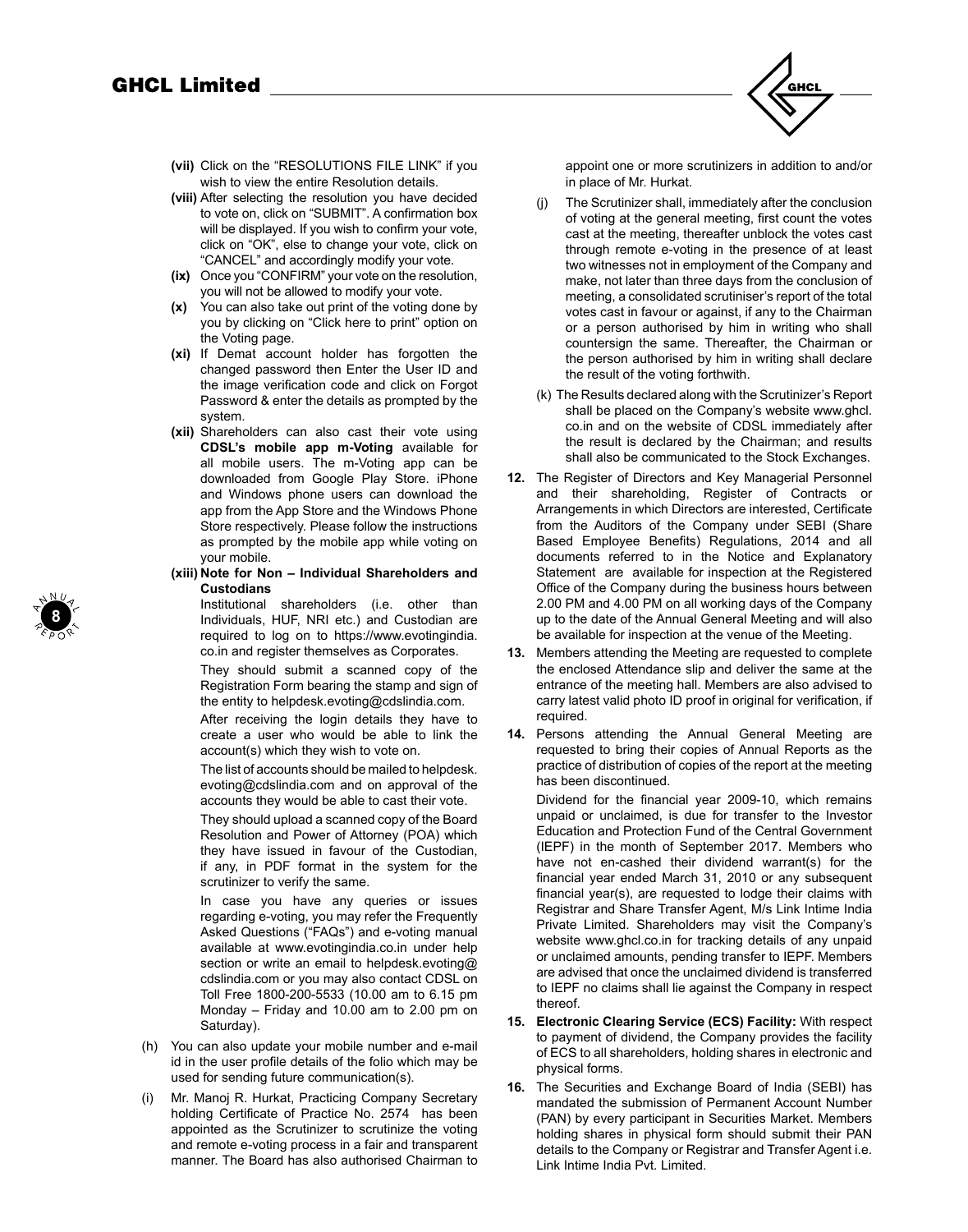**(vii)** Click on the "RESOLUTIONS FILE LINK" if you wish to view the entire Resolution details.

**(viii)** After selecting the resolution you have decided to vote on, click on "SUBMIT". A confirmation box will be displayed. If you wish to confirm your vote, click on "OK", else to change your vote, click on "CANCEL" and accordingly modify your vote.

**(ix)** Once you "CONFIRM" your vote on the resolution, you will not be allowed to modify your vote.

**(x)** You can also take out print of the voting done by you by clicking on "Click here to print" option on the Voting page.

**(xi)** If Demat account holder has forgotten the changed password then Enter the User ID and the image verification code and click on Forgot Password & enter the details as prompted by the system.

**(xii)** Shareholders can also cast their vote using **CDSL's mobile app m-Voting** available for all mobile users. The m-Voting app can be downloaded from Google Play Store. iPhone and Windows phone users can download the app from the App Store and the Windows Phone Store respectively. Please follow the instructions as prompted by the mobile app while voting on your mobile.

**(xiii) Note for Non – Individual Shareholders and Custodians**

Institutional shareholders (i.e. other than Individuals, HUF, NRI etc.) and Custodian are required to log on to https://www.evotingindia.co.in and register themselves as Corporates.

They should submit a scanned copy of the Registration Form bearing the stamp and sign of the entity to helpdesk.evoting@cdslindia.com.

After receiving the login details they have to create a user who would be able to link the account(s) which they wish to vote on.

The list of accounts should be mailed to helpdesk.evoting@cdslindia.com and on approval of the accounts they would be able to cast their vote.

They should upload a scanned copy of the Board Resolution and Power of Attorney (POA) which they have issued in favour of the Custodian, if any, in PDF format in the system for the scrutinizer to verify the same.

In case you have any queries or issues regarding e-voting, you may refer the Frequently Asked Questions ("FAQs") and e-voting manual available at www.evotingindia.co.in under help section or write an email to helpdesk.evoting@cdslindia.com or you may also contact CDSL on Toll Free 1800-200-5533 (10.00 am to 6.15 pm Monday – Friday and 10.00 am to 2.00 pm on Saturday).

(h) You can also update your mobile number and e-mail id in the user profile details of the folio which may be used for sending future communication(s).

(i) Mr. Manoj R. Hurkat, Practicing Company Secretary holding Certificate of Practice No. 2574 has been appointed as the Scrutinizer to scrutinize the voting and remote e-voting process in a fair and transparent manner. The Board has also authorised Chairman to appoint one or more scrutinizers in addition to and/or in place of Mr. Hurkat.

(j) The Scrutinizer shall, immediately after the conclusion of voting at the general meeting, first count the votes cast at the meeting, thereafter unblock the votes cast through remote e-voting in the presence of at least two witnesses not in employment of the Company and make, not later than three days from the conclusion of meeting, a consolidated scrutiniser's report of the total votes cast in favour or against, if any to the Chairman or a person authorised by him in writing who shall countersign the same. Thereafter, the Chairman or the person authorised by him in writing shall declare the result of the voting forthwith.

(k) The Results declared along with the Scrutinizer's Report shall be placed on the Company's website www.ghcl.co.in and on the website of CDSL immediately after the result is declared by the Chairman; and results shall also be communicated to the Stock Exchanges.

**12.** The Register of Directors and Key Managerial Personnel and their shareholding, Register of Contracts or Arrangements in which Directors are interested, Certificate from the Auditors of the Company under SEBI (Share Based Employee Benefits) Regulations, 2014 and all documents referred to in the Notice and Explanatory Statement are available for inspection at the Registered Office of the Company during the business hours between 2.00 PM and 4.00 PM on all working days of the Company up to the date of the Annual General Meeting and will also be available for inspection at the venue of the Meeting.

**13.** Members attending the Meeting are requested to complete the enclosed Attendance slip and deliver the same at the entrance of the meeting hall. Members are also advised to carry latest valid photo ID proof in original for verification, if required.

**14.** Persons attending the Annual General Meeting are requested to bring their copies of Annual Reports as the practice of distribution of copies of the report at the meeting has been discontinued.

Dividend for the financial year 2009-10, which remains unpaid or unclaimed, is due for transfer to the Investor Education and Protection Fund of the Central Government (IEPF) in the month of September 2017. Members who have not en-cashed their dividend warrant(s) for the financial year ended March 31, 2010 or any subsequent financial year(s), are requested to lodge their claims with Registrar and Share Transfer Agent, M/s Link Intime India Private Limited. Shareholders may visit the Company's website www.ghcl.co.in for tracking details of any unpaid or unclaimed amounts, pending transfer to IEPF. Members are advised that once the unclaimed dividend is transferred to IEPF no claims shall lie against the Company in respect thereof.

**15. Electronic Clearing Service (ECS) Facility:** With respect to payment of dividend, the Company provides the facility of ECS to all shareholders, holding shares in electronic and physical forms.

**16.** The Securities and Exchange Board of India (SEBI) has mandated the submission of Permanent Account Number (PAN) by every participant in Securities Market. Members holding shares in physical form should submit their PAN details to the Company or Registrar and Transfer Agent i.e. Link Intime India Pvt. Limited.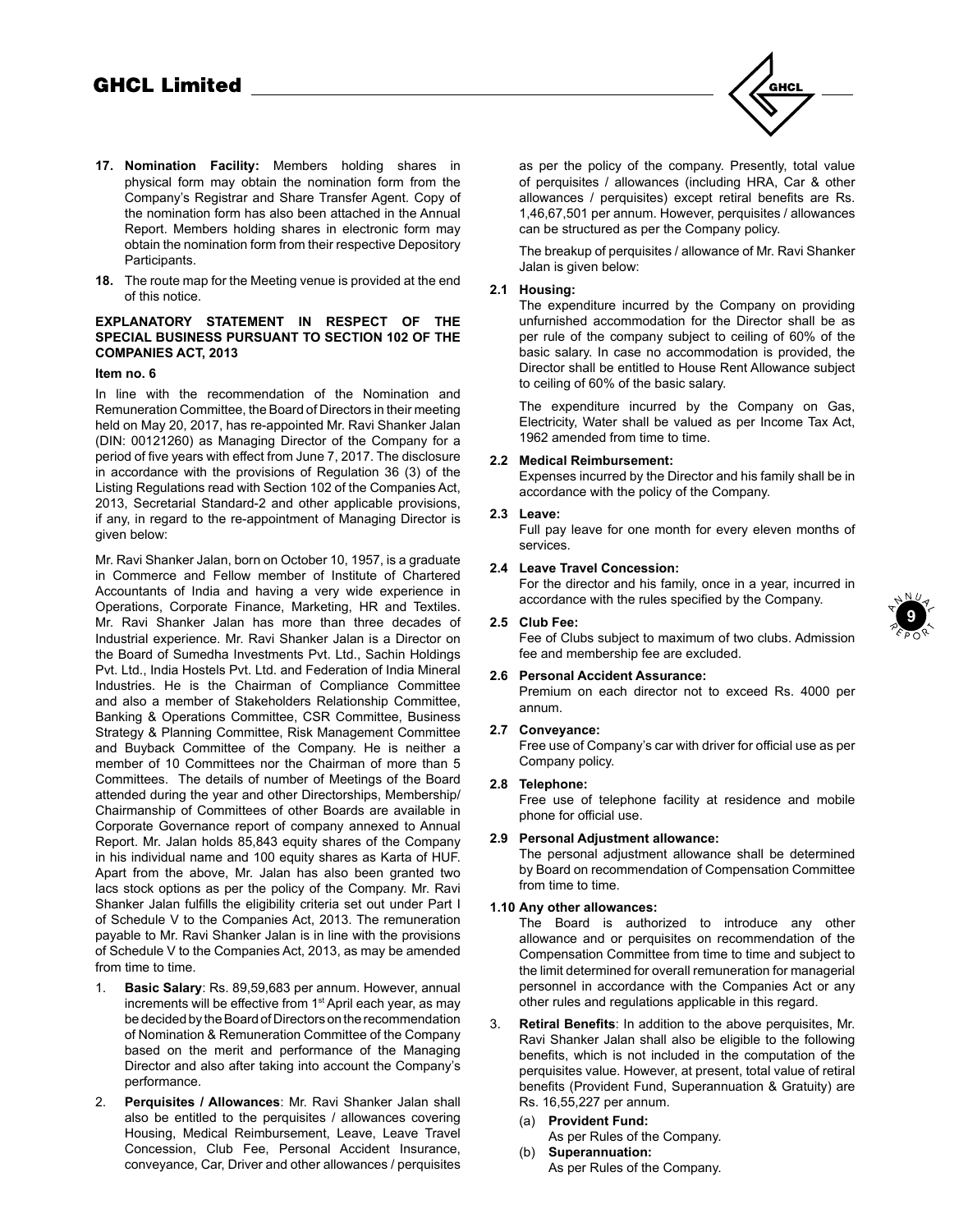17. **Nomination Facility:** Members holding shares in physical form may obtain the nomination form from the Company's Registrar and Share Transfer Agent. Copy of the nomination form has also been attached in the Annual Report. Members holding shares in electronic form may obtain the nomination form from their respective Depository Participants.

18. The route map for the Meeting venue is provided at the end of this notice.

### EXPLANATORY STATEMENT IN RESPECT OF THE SPECIAL BUSINESS PURSUANT TO SECTION 102 OF THE COMPANIES ACT, 2013

#### Item no. 6

In line with the recommendation of the Nomination and Remuneration Committee, the Board of Directors in their meeting held on May 20, 2017, has re-appointed Mr. Ravi Shanker Jalan (DIN: 00121260) as Managing Director of the Company for a period of five years with effect from June 7, 2017. The disclosure in accordance with the provisions of Regulation 36 (3) of the Listing Regulations read with Section 102 of the Companies Act, 2013, Secretarial Standard-2 and other applicable provisions, if any, in regard to the re-appointment of Managing Director is given below:

Mr. Ravi Shanker Jalan, born on October 10, 1957, is a graduate in Commerce and Fellow member of Institute of Chartered Accountants of India and having a very wide experience in Operations, Corporate Finance, Marketing, HR and Textiles. Mr. Ravi Shanker Jalan has more than three decades of Industrial experience. Mr. Ravi Shanker Jalan is a Director on the Board of Sumedha Investments Pvt. Ltd., Sachin Holdings Pvt. Ltd., India Hostels Pvt. Ltd. and Federation of India Mineral Industries. He is the Chairman of Compliance Committee and also a member of Stakeholders Relationship Committee, Banking & Operations Committee, CSR Committee, Business Strategy & Planning Committee, Risk Management Committee and Buyback Committee of the Company. He is neither a member of 10 Committees nor the Chairman of more than 5 Committees. The details of number of Meetings of the Board attended during the year and other Directorships, Membership/ Chairmanship of Committees of other Boards are available in Corporate Governance report of company annexed to Annual Report. Mr. Jalan holds 85,843 equity shares of the Company in his individual name and 100 equity shares as Karta of HUF. Apart from the above, Mr. Jalan has also been granted two lacs stock options as per the policy of the Company. Mr. Ravi Shanker Jalan fulfills the eligibility criteria set out under Part I of Schedule V to the Companies Act, 2013. The remuneration payable to Mr. Ravi Shanker Jalan is in line with the provisions of Schedule V to the Companies Act, 2013, as may be amended from time to time.

1. **Basic Salary**: Rs. 89,59,683 per annum. However, annual increments will be effective from 1st April each year, as may be decided by the Board of Directors on the recommendation of Nomination & Remuneration Committee of the Company based on the merit and performance of the Managing Director and also after taking into account the Company's performance.

2. **Perquisites / Allowances**: Mr. Ravi Shanker Jalan shall also be entitled to the perquisites / allowances covering Housing, Medical Reimbursement, Leave, Leave Travel Concession, Club Fee, Personal Accident Insurance, conveyance, Car, Driver and other allowances / perquisites as per the policy of the company. Presently, total value of perquisites / allowances (including HRA, Car & other allowances / perquisites) except retiral benefits are Rs. 1,46,67,501 per annum. However, perquisites / allowances can be structured as per the Company policy.

   The breakup of perquisites / allowance of Mr. Ravi Shanker Jalan is given below:

**2.1 Housing:**
The expenditure incurred by the Company on providing unfurnished accommodation for the Director shall be as per rule of the company subject to ceiling of 60% of the basic salary. In case no accommodation is provided, the Director shall be entitled to House Rent Allowance subject to ceiling of 60% of the basic salary.

The expenditure incurred by the Company on Gas, Electricity, Water shall be valued as per Income Tax Act, 1962 amended from time to time.

**2.2 Medical Reimbursement:**
Expenses incurred by the Director and his family shall be in accordance with the policy of the Company.

**2.3 Leave:**
Full pay leave for one month for every eleven months of services.

**2.4 Leave Travel Concession:**
For the director and his family, once in a year, incurred in accordance with the rules specified by the Company.

**2.5 Club Fee:**
Fee of Clubs subject to maximum of two clubs. Admission fee and membership fee are excluded.

**2.6 Personal Accident Assurance:**
Premium on each director not to exceed Rs. 4000 per annum.

**2.7 Conveyance:**
Free use of Company's car with driver for official use as per Company policy.

**2.8 Telephone:**
Free use of telephone facility at residence and mobile phone for official use.

**2.9 Personal Adjustment allowance:**
The personal adjustment allowance shall be determined by Board on recommendation of Compensation Committee from time to time.

**1.10 Any other allowances:**
The Board is authorized to introduce any other allowance and or perquisites on recommendation of the Compensation Committee from time to time and subject to the limit determined for overall remuneration for managerial personnel in accordance with the Companies Act or any other rules and regulations applicable in this regard.

3. **Retiral Benefits**: In addition to the above perquisites, Mr. Ravi Shanker Jalan shall also be eligible to the following benefits, which is not included in the computation of the perquisites value. However, at present, total value of retiral benefits (Provident Fund, Superannuation & Gratuity) are Rs. 16,55,227 per annum.

   (a) **Provident Fund:**
   As per Rules of the Company.

   (b) **Superannuation:**
   As per Rules of the Company.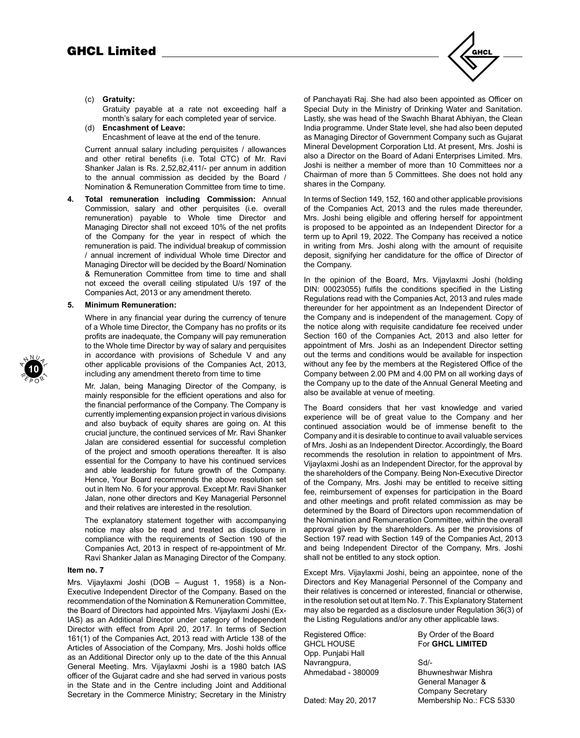(c) **Gratuity:**
Gratuity payable at a rate not exceeding half a month's salary for each completed year of service.

(d) **Encashment of Leave:**
Encashment of leave at the end of the tenure.

Current annual salary including perquisites / allowances and other retiral benefits (i.e. Total CTC) of Mr. Ravi Shanker Jalan is Rs. 2,52,82,411/- per annum in addition to the annual commission as decided by the Board / Nomination & Remuneration Committee from time to time.

4. **Total remuneration including Commission:** Annual Commission, salary and other perquisites (i.e. overall remuneration) payable to Whole time Director and Managing Director shall not exceed 10% of the net profits of the Company for the year in respect of which the remuneration is paid. The individual breakup of commission / annual increment of individual Whole time Director and Managing Director will be decided by the Board/ Nomination & Remuneration Committee from time to time and shall not exceed the overall ceiling stipulated U/s 197 of the Companies Act, 2013 or any amendment thereto.

5. **Minimum Remuneration:**

Where in any financial year during the currency of tenure of a Whole time Director, the Company has no profits or its profits are inadequate, the Company will pay remuneration to the Whole time Director by way of salary and perquisites in accordance with provisions of Schedule V and any other applicable provisions of the Companies Act, 2013, including any amendment thereto from time to time

Mr. Jalan, being Managing Director of the Company, is mainly responsible for the efficient operations and also for the financial performance of the Company. The Company is currently implementing expansion project in various divisions and also buyback of equity shares are going on. At this crucial juncture, the continued services of Mr. Ravi Shanker Jalan are considered essential for successful completion of the project and smooth operations thereafter. It is also essential for the Company to have his continued services and able leadership for future growth of the Company. Hence, Your Board recommends the above resolution set out in Item No. 6 for your approval. Except Mr. Ravi Shanker Jalan, none other directors and Key Managerial Personnel and their relatives are interested in the resolution.

The explanatory statement together with accompanying notice may also be read and treated as disclosure in compliance with the requirements of Section 190 of the Companies Act, 2013 in respect of re-appointment of Mr. Ravi Shanker Jalan as Managing Director of the Company.

**Item no. 7**

Mrs. Vijaylaxmi Joshi (DOB – August 1, 1958) is a Non-Executive Independent Director of the Company. Based on the recommendation of the Nomination & Remuneration Committee, the Board of Directors had appointed Mrs. Vijaylaxmi Joshi (Ex-IAS) as an Additional Director under category of Independent Director with effect from April 20, 2017. In terms of Section 161(1) of the Companies Act, 2013 read with Article 138 of the Articles of Association of the Company, Mrs. Joshi holds office as an Additional Director only up to the date of the this Annual General Meeting. Mrs. Vijaylaxmi Joshi is a 1980 batch IAS officer of the Gujarat cadre and she had served in various posts in the State and in the Centre including Joint and Additional Secretary in the Commerce Ministry; Secretary in the Ministry of Panchayati Raj. She had also been appointed as Officer on Special Duty in the Ministry of Drinking Water and Sanitation. Lastly, she was head of the Swachh Bharat Abhiyan, the Clean India programme. Under State level, she had also been deputed as Managing Director of Government Company such as Gujarat Mineral Development Corporation Ltd. At present, Mrs. Joshi is also a Director on the Board of Adani Enterprises Limited. Mrs. Joshi is neither a member of more than 10 Committees nor a Chairman of more than 5 Committees. She does not hold any shares in the Company.

In terms of Section 149, 152, 160 and other applicable provisions of the Companies Act, 2013 and the rules made thereunder, Mrs. Joshi being eligible and offering herself for appointment is proposed to be appointed as an Independent Director for a term up to April 19, 2022. The Company has received a notice in writing from Mrs. Joshi along with the amount of requisite deposit, signifying her candidature for the office of Director of the Company.

In the opinion of the Board, Mrs. Vijaylaxmi Joshi (holding DIN: 00023055) fulfils the conditions specified in the Listing Regulations read with the Companies Act, 2013 and rules made thereunder for her appointment as an Independent Director of the Company and is independent of the management. Copy of the notice along with requisite candidature fee received under Section 160 of the Companies Act, 2013 and also letter for appointment of Mrs. Joshi as an Independent Director setting out the terms and conditions would be available for inspection without any fee by the members at the Registered Office of the Company between 2.00 PM and 4.00 PM on all working days of the Company up to the date of the Annual General Meeting and also be available at venue of meeting.

The Board considers that her vast knowledge and varied experience will be of great value to the Company and her continued association would be of immense benefit to the Company and it is desirable to continue to avail valuable services of Mrs. Joshi as an Independent Director. Accordingly, the Board recommends the resolution in relation to appointment of Mrs. Vijaylaxmi Joshi as an Independent Director, for the approval by the shareholders of the Company. Being Non-Executive Director of the Company, Mrs. Joshi may be entitled to receive sitting fee, reimbursement of expenses for participation in the Board and other meetings and profit related commission as may be determined by the Board of Directors upon recommendation of the Nomination and Remuneration Committee, within the overall approval given by the shareholders. As per the provisions of Section 197 read with Section 149 of the Companies Act, 2013 and being Independent Director of the Company, Mrs. Joshi shall not be entitled to any stock option.

Except Mrs. Vijaylaxmi Joshi, being an appointee, none of the Directors and Key Managerial Personnel of the Company and their relatives is concerned or interested, financial or otherwise, in the resolution set out at Item No. 7. This Explanatory Statement may also be regarded as a disclosure under Regulation 36(3) of the Listing Regulations and/or any other applicable laws.

Registered Office:
GHCL HOUSE
Opp. Punjabi Hall
Navrangpura,
Ahmedabad - 380009

Dated: May 20, 2017

By Order of the Board
For **GHCL LIMITED**

Sd/-
Bhuwneshwar Mishra
General Manager &
Company Secretary
Membership No.: FCS 5330